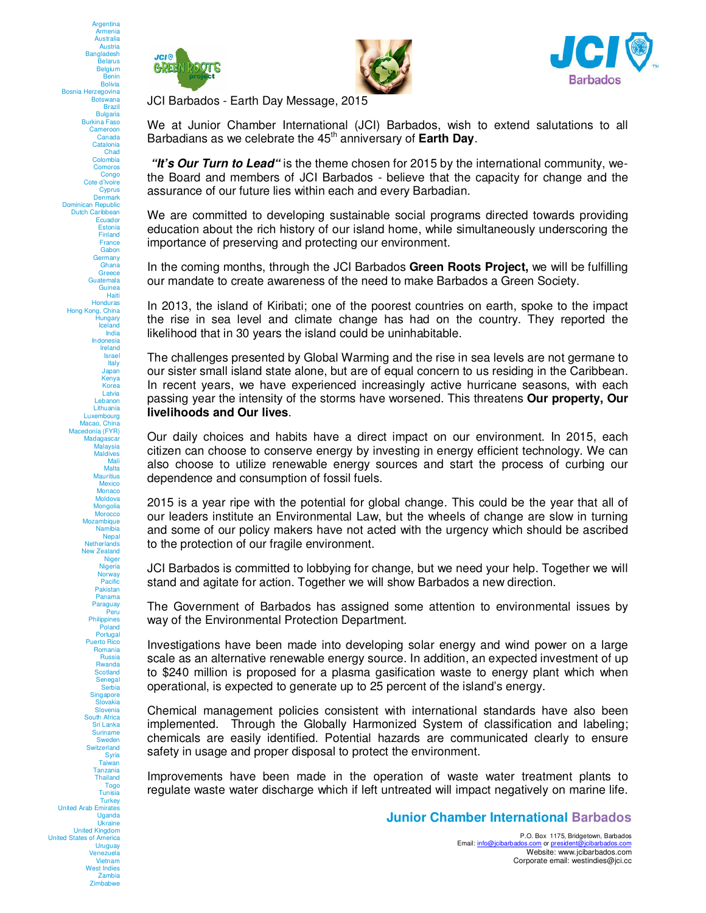JCI Barbados - Earth Day Message, 2015

We at Junior Chamber International (JCI) Barbados, wish to extend salutations to all Barbadians as we celebrate the 45th anniversary of **Earth Day**.

***"It's Our Turn to Lead"*** is the theme chosen for 2015 by the international community, we- the Board and members of JCI Barbados - believe that the capacity for change and the assurance of our future lies within each and every Barbadian.

We are committed to developing sustainable social programs directed towards providing education about the rich history of our island home, while simultaneously underscoring the importance of preserving and protecting our environment.

In the coming months, through the JCI Barbados **Green Roots Project,** we will be fulfilling our mandate to create awareness of the need to make Barbados a Green Society.

In 2013, the island of Kiribati; one of the poorest countries on earth, spoke to the impact the rise in sea level and climate change has had on the country. They reported the likelihood that in 30 years the island could be uninhabitable.

The challenges presented by Global Warming and the rise in sea levels are not germane to our sister small island state alone, but are of equal concern to us residing in the Caribbean. In recent years, we have experienced increasingly active hurricane seasons, with each passing year the intensity of the storms have worsened. This threatens **Our property, Our livelihoods and Our lives**.

Our daily choices and habits have a direct impact on our environment. In 2015, each citizen can choose to conserve energy by investing in energy efficient technology. We can also choose to utilize renewable energy sources and start the process of curbing our dependence and consumption of fossil fuels.

2015 is a year ripe with the potential for global change. This could be the year that all of our leaders institute an Environmental Law, but the wheels of change are slow in turning and some of our policy makers have not acted with the urgency which should be ascribed to the protection of our fragile environment.

JCI Barbados is committed to lobbying for change, but we need your help. Together we will stand and agitate for action. Together we will show Barbados a new direction.

The Government of Barbados has assigned some attention to environmental issues by way of the Environmental Protection Department.

Investigations have been made into developing solar energy and wind power on a large scale as an alternative renewable energy source. In addition, an expected investment of up to $240 million is proposed for a plasma gasification waste to energy plant which when operational, is expected to generate up to 25 percent of the island's energy.

Chemical management policies consistent with international standards have also been implemented. Through the Globally Harmonized System of classification and labeling; chemicals are easily identified. Potential hazards are communicated clearly to ensure safety in usage and proper disposal to protect the environment.

Improvements have been made in the operation of waste water treatment plants to regulate waste water discharge which if left untreated will impact negatively on marine life.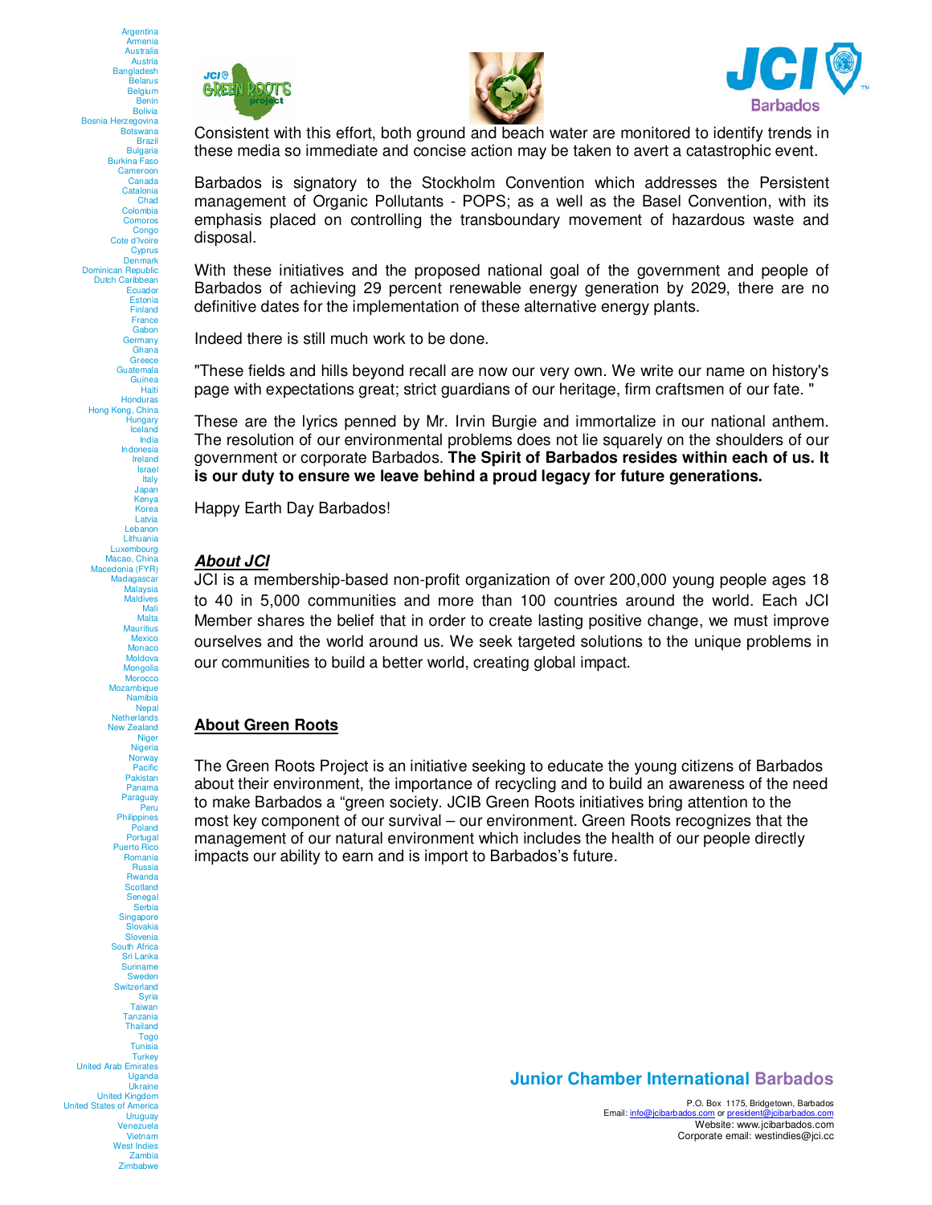Consistent with this effort, both ground and beach water are monitored to identify trends in these media so immediate and concise action may be taken to avert a catastrophic event.

Barbados is signatory to the Stockholm Convention which addresses the Persistent management of Organic Pollutants - POPS; as a well as the Basel Convention, with its emphasis placed on controlling the transboundary movement of hazardous waste and disposal.

With these initiatives and the proposed national goal of the government and people of Barbados of achieving 29 percent renewable energy generation by 2029, there are no definitive dates for the implementation of these alternative energy plants.

Indeed there is still much work to be done.

"These fields and hills beyond recall are now our very own. We write our name on history's page with expectations great; strict guardians of our heritage, firm craftsmen of our fate. "

These are the lyrics penned by Mr. Irvin Burgie and immortalize in our national anthem. The resolution of our environmental problems does not lie squarely on the shoulders of our government or corporate Barbados. **The Spirit of Barbados resides within each of us. It is our duty to ensure we leave behind a proud legacy for future generations.**

Happy Earth Day Barbados!

## ***About JCI***

JCI is a membership-based non-profit organization of over 200,000 young people ages 18 to 40 in 5,000 communities and more than 100 countries around the world. Each JCI Member shares the belief that in order to create lasting positive change, we must improve ourselves and the world around us. We seek targeted solutions to the unique problems in our communities to build a better world, creating global impact.

## **About Green Roots**

The Green Roots Project is an initiative seeking to educate the young citizens of Barbados about their environment, the importance of recycling and to build an awareness of the need to make Barbados a "green society. JCIB Green Roots initiatives bring attention to the most key component of our survival – our environment. Green Roots recognizes that the management of our natural environment which includes the health of our people directly impacts our ability to earn and is import to Barbados's future.